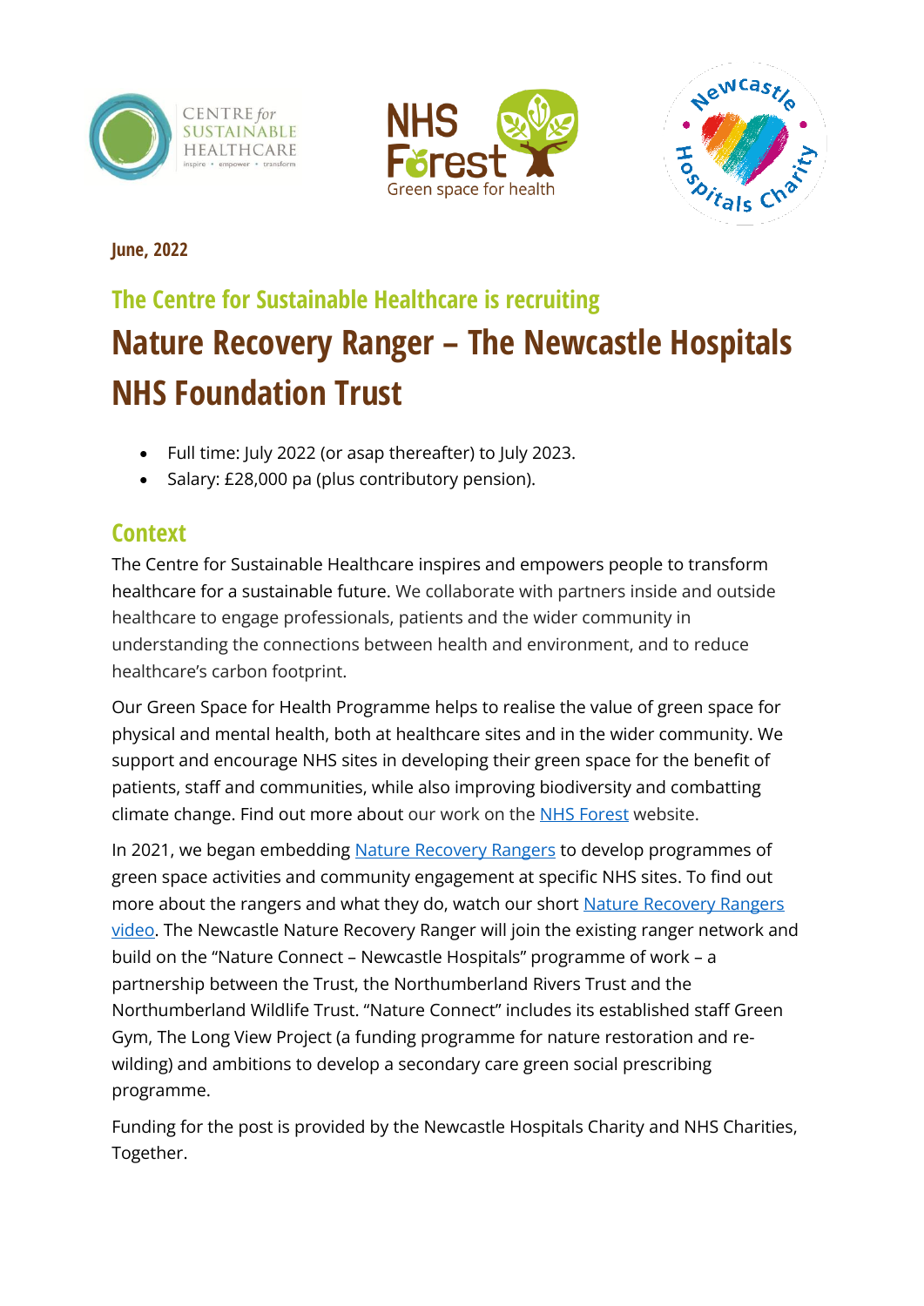**June, 2022**

## The Centre for Sustainable Healthcare is recruiting

# Nature Recovery Ranger – The Newcastle Hospitals NHS Foundation Trust

- Full time: July 2022 (or asap thereafter) to July 2023.
- Salary: £28,000 pa (plus contributory pension).

## Context

The Centre for Sustainable Healthcare inspires and empowers people to transform healthcare for a sustainable future. We collaborate with partners inside and outside healthcare to engage professionals, patients and the wider community in understanding the connections between health and environment, and to reduce healthcare's carbon footprint.

Our Green Space for Health Programme helps to realise the value of green space for physical and mental health, both at healthcare sites and in the wider community. We support and encourage NHS sites in developing their green space for the benefit of patients, staff and communities, while also improving biodiversity and combatting climate change. Find out more about our work on the NHS Forest website.

In 2021, we began embedding Nature Recovery Rangers to develop programmes of green space activities and community engagement at specific NHS sites. To find out more about the rangers and what they do, watch our short Nature Recovery Rangers video. The Newcastle Nature Recovery Ranger will join the existing ranger network and build on the "Nature Connect – Newcastle Hospitals" programme of work – a partnership between the Trust, the Northumberland Rivers Trust and the Northumberland Wildlife Trust. "Nature Connect" includes its established staff Green Gym, The Long View Project (a funding programme for nature restoration and re-wilding) and ambitions to develop a secondary care green social prescribing programme.

Funding for the post is provided by the Newcastle Hospitals Charity and NHS Charities, Together.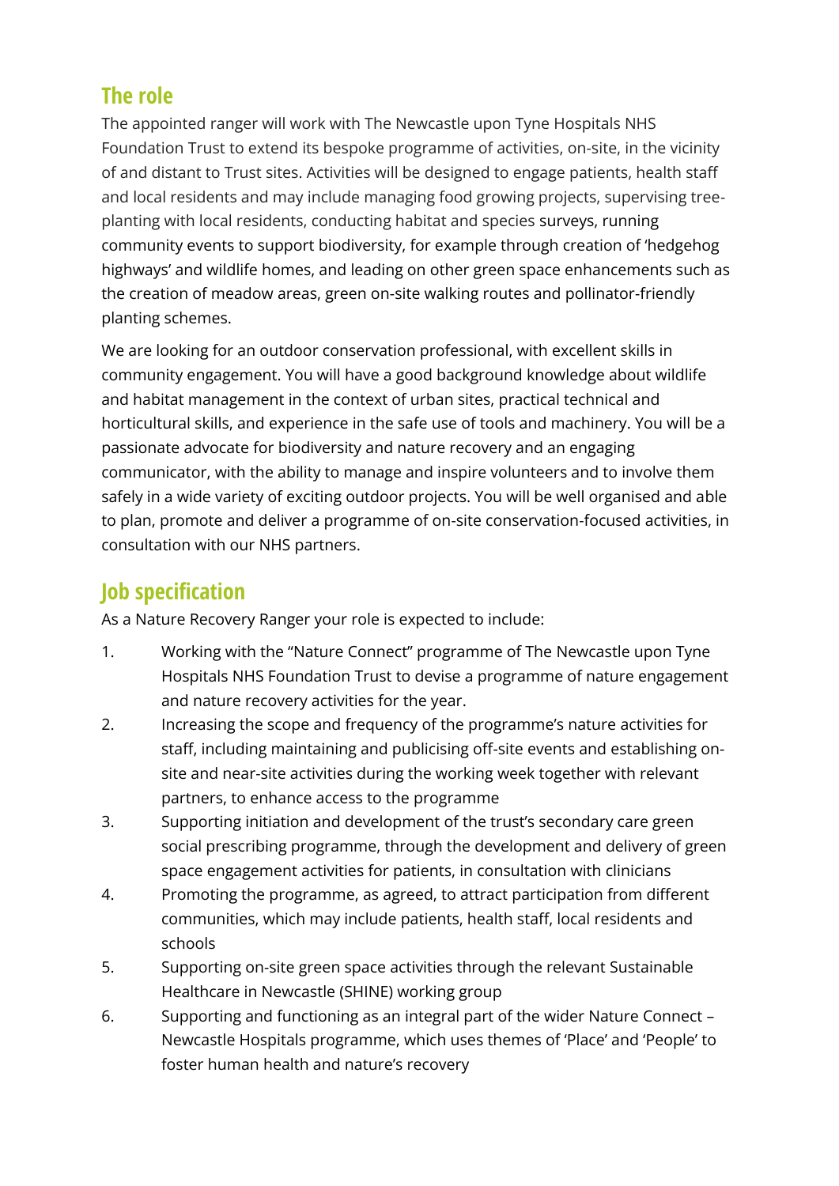## The role

The appointed ranger will work with The Newcastle upon Tyne Hospitals NHS Foundation Trust to extend its bespoke programme of activities, on-site, in the vicinity of and distant to Trust sites. Activities will be designed to engage patients, health staff and local residents and may include managing food growing projects, supervising tree-planting with local residents, conducting habitat and species surveys, running community events to support biodiversity, for example through creation of 'hedgehog highways' and wildlife homes, and leading on other green space enhancements such as the creation of meadow areas, green on-site walking routes and pollinator-friendly planting schemes.

We are looking for an outdoor conservation professional, with excellent skills in community engagement. You will have a good background knowledge about wildlife and habitat management in the context of urban sites, practical technical and horticultural skills, and experience in the safe use of tools and machinery. You will be a passionate advocate for biodiversity and nature recovery and an engaging communicator, with the ability to manage and inspire volunteers and to involve them safely in a wide variety of exciting outdoor projects. You will be well organised and able to plan, promote and deliver a programme of on-site conservation-focused activities, in consultation with our NHS partners.

## Job specification

As a Nature Recovery Ranger your role is expected to include:

1. Working with the "Nature Connect" programme of The Newcastle upon Tyne Hospitals NHS Foundation Trust to devise a programme of nature engagement and nature recovery activities for the year.
2. Increasing the scope and frequency of the programme's nature activities for staff, including maintaining and publicising off-site events and establishing on-site and near-site activities during the working week together with relevant partners, to enhance access to the programme
3. Supporting initiation and development of the trust's secondary care green social prescribing programme, through the development and delivery of green space engagement activities for patients, in consultation with clinicians
4. Promoting the programme, as agreed, to attract participation from different communities, which may include patients, health staff, local residents and schools
5. Supporting on-site green space activities through the relevant Sustainable Healthcare in Newcastle (SHINE) working group
6. Supporting and functioning as an integral part of the wider Nature Connect – Newcastle Hospitals programme, which uses themes of 'Place' and 'People' to foster human health and nature's recovery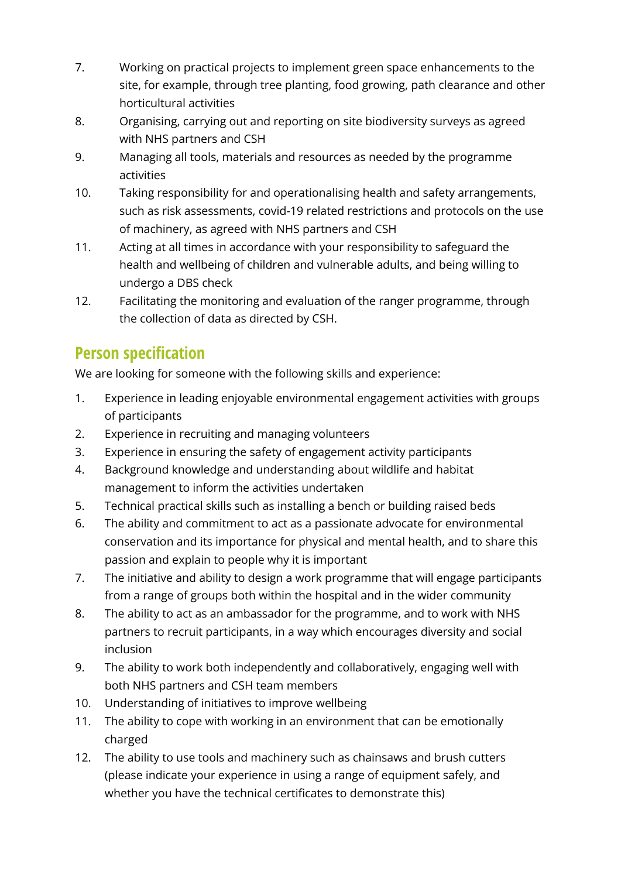7. Working on practical projects to implement green space enhancements to the site, for example, through tree planting, food growing, path clearance and other horticultural activities
8. Organising, carrying out and reporting on site biodiversity surveys as agreed with NHS partners and CSH
9. Managing all tools, materials and resources as needed by the programme activities
10. Taking responsibility for and operationalising health and safety arrangements, such as risk assessments, covid-19 related restrictions and protocols on the use of machinery, as agreed with NHS partners and CSH
11. Acting at all times in accordance with your responsibility to safeguard the health and wellbeing of children and vulnerable adults, and being willing to undergo a DBS check
12. Facilitating the monitoring and evaluation of the ranger programme, through the collection of data as directed by CSH.

## Person specification

We are looking for someone with the following skills and experience:

1. Experience in leading enjoyable environmental engagement activities with groups of participants
2. Experience in recruiting and managing volunteers
3. Experience in ensuring the safety of engagement activity participants
4. Background knowledge and understanding about wildlife and habitat management to inform the activities undertaken
5. Technical practical skills such as installing a bench or building raised beds
6. The ability and commitment to act as a passionate advocate for environmental conservation and its importance for physical and mental health, and to share this passion and explain to people why it is important
7. The initiative and ability to design a work programme that will engage participants from a range of groups both within the hospital and in the wider community
8. The ability to act as an ambassador for the programme, and to work with NHS partners to recruit participants, in a way which encourages diversity and social inclusion
9. The ability to work both independently and collaboratively, engaging well with both NHS partners and CSH team members
10. Understanding of initiatives to improve wellbeing
11. The ability to cope with working in an environment that can be emotionally charged
12. The ability to use tools and machinery such as chainsaws and brush cutters (please indicate your experience in using a range of equipment safely, and whether you have the technical certificates to demonstrate this)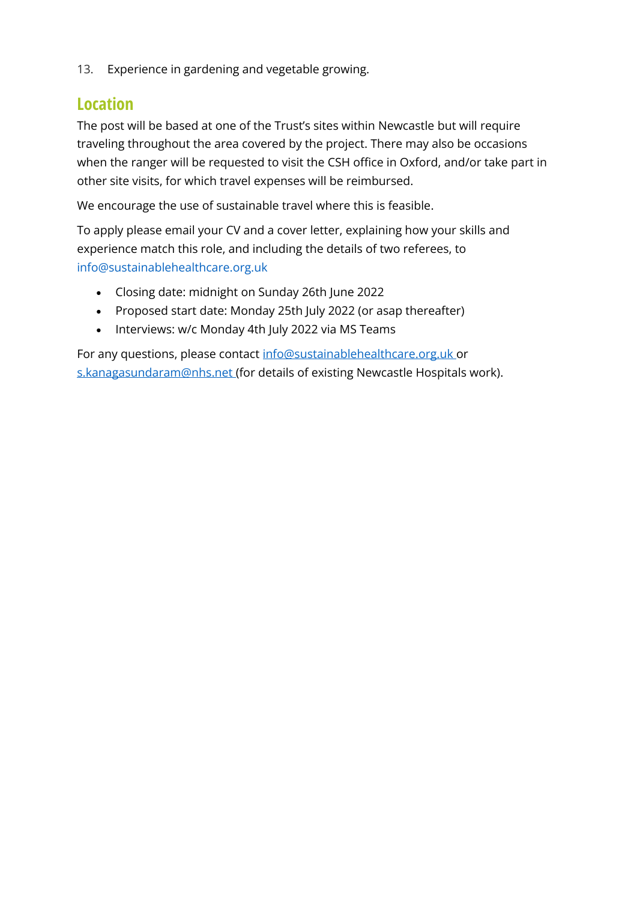13. Experience in gardening and vegetable growing.

## Location

The post will be based at one of the Trust's sites within Newcastle but will require traveling throughout the area covered by the project. There may also be occasions when the ranger will be requested to visit the CSH office in Oxford, and/or take part in other site visits, for which travel expenses will be reimbursed.

We encourage the use of sustainable travel where this is feasible.

To apply please email your CV and a cover letter, explaining how your skills and experience match this role, and including the details of two referees, to info@sustainablehealthcare.org.uk

- Closing date: midnight on Sunday 26th June 2022
- Proposed start date: Monday 25th July 2022 (or asap thereafter)
- Interviews: w/c Monday 4th July 2022 via MS Teams

For any questions, please contact info@sustainablehealthcare.org.uk or s.kanagasundaram@nhs.net (for details of existing Newcastle Hospitals work).